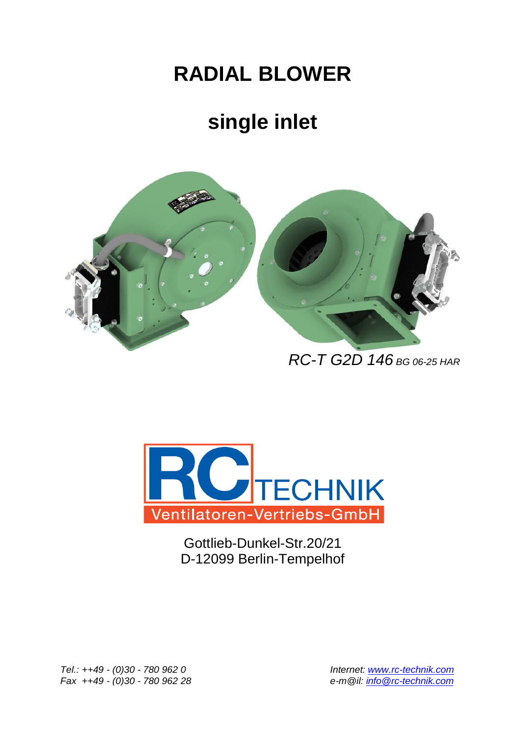# RADIAL BLOWER

## single inlet

*RC-T G2D 146 BG 06-25 HAR*

RC TECHNIK
Ventilatoren-Vertriebs-GmbH

Gottlieb-Dunkel-Str.20/21
D-12099 Berlin-Tempelhof

*Tel.: ++49 - (0)30 - 780 962 0*
*Fax ++49 - (0)30 - 780 962 28*

*Internet: www.rc-technik.com*
*e-m@il: info@rc-technik.com*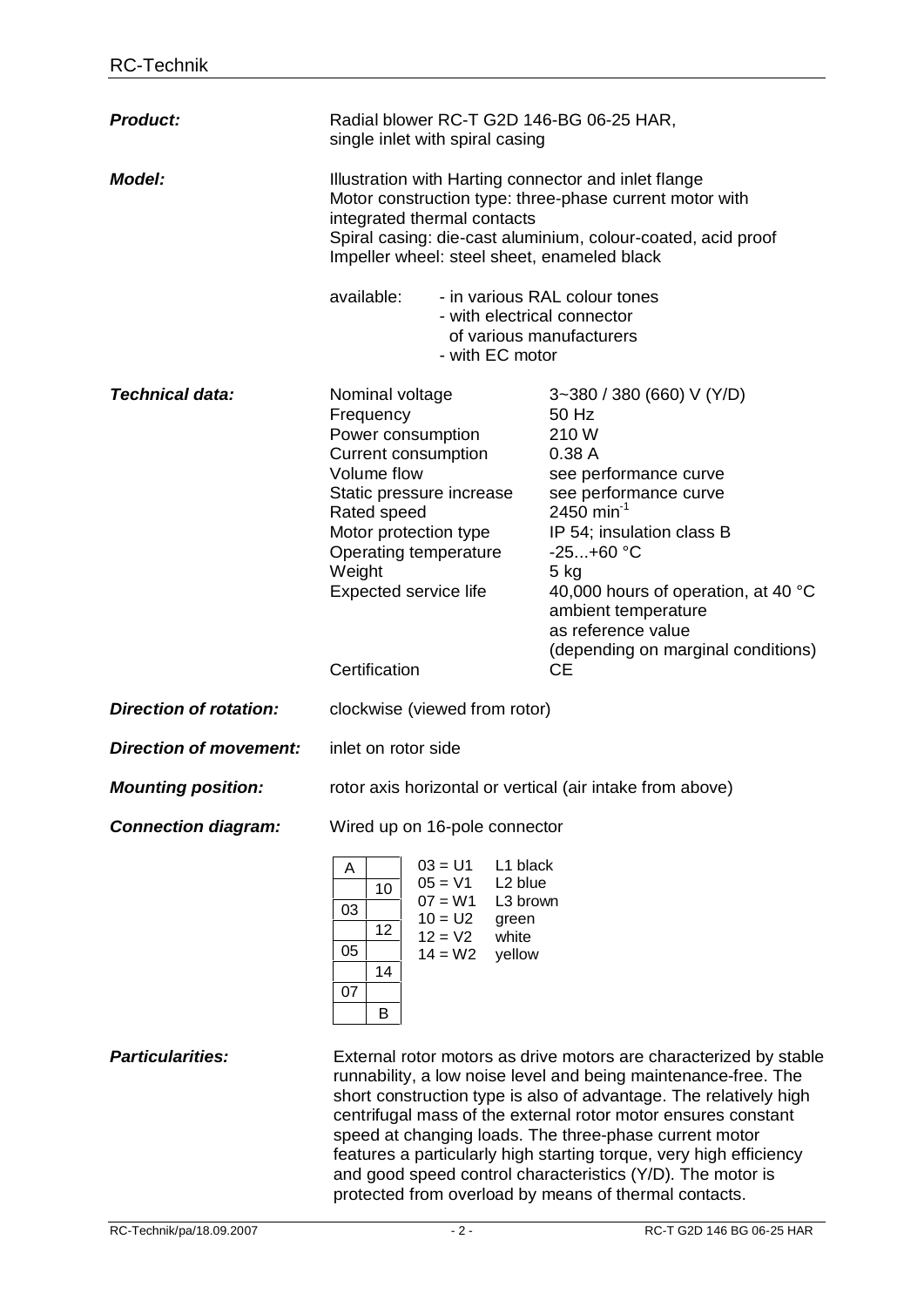**Product:** Radial blower RC-T G2D 146-BG 06-25 HAR, single inlet with spiral casing

**Model:** Illustration with Harting connector and inlet flange
Motor construction type: three-phase current motor with integrated thermal contacts
Spiral casing: die-cast aluminium, colour-coated, acid proof
Impeller wheel: steel sheet, enameled black

available:
- in various RAL colour tones
- with electrical connector of various manufacturers
- with EC motor

**Technical data:**

| | |
|---|---|
| Nominal voltage | 3~380 / 380 (660) V (Y/D) |
| Frequency | 50 Hz |
| Power consumption | 210 W |
| Current consumption | 0.38 A |
| Volume flow | see performance curve |
| Static pressure increase | see performance curve |
| Rated speed | 2450 $min^{-1}$ |
| Motor protection type | IP 54; insulation class B |
| Operating temperature | -25...+60 °C |
| Weight | 5 kg |
| Expected service life | 40,000 hours of operation, at 40 °C ambient temperature as reference value (depending on marginal conditions) |
| Certification | CE |

**Direction of rotation:** clockwise (viewed from rotor)

**Direction of movement:** inlet on rotor side

**Mounting position:** rotor axis horizontal or vertical (air intake from above)

**Connection diagram:** Wired up on 16-pole connector

| | |
|---|---|
| A | |
| | 10 |
| 03 | |
| | 12 |
| 05 | |
| | 14 |
| 07 | |
| | B |

- 03 = U1 L1 black
- 05 = V1 L2 blue
- 07 = W1 L3 brown
- 10 = U2 green
- 12 = V2 white
- 14 = W2 yellow

**Particularities:** External rotor motors as drive motors are characterized by stable runnability, a low noise level and being maintenance-free. The short construction type is also of advantage. The relatively high centrifugal mass of the external rotor motor ensures constant speed at changing loads. The three-phase current motor features a particularly high starting torque, very high efficiency and good speed control characteristics (Y/D). The motor is protected from overload by means of thermal contacts.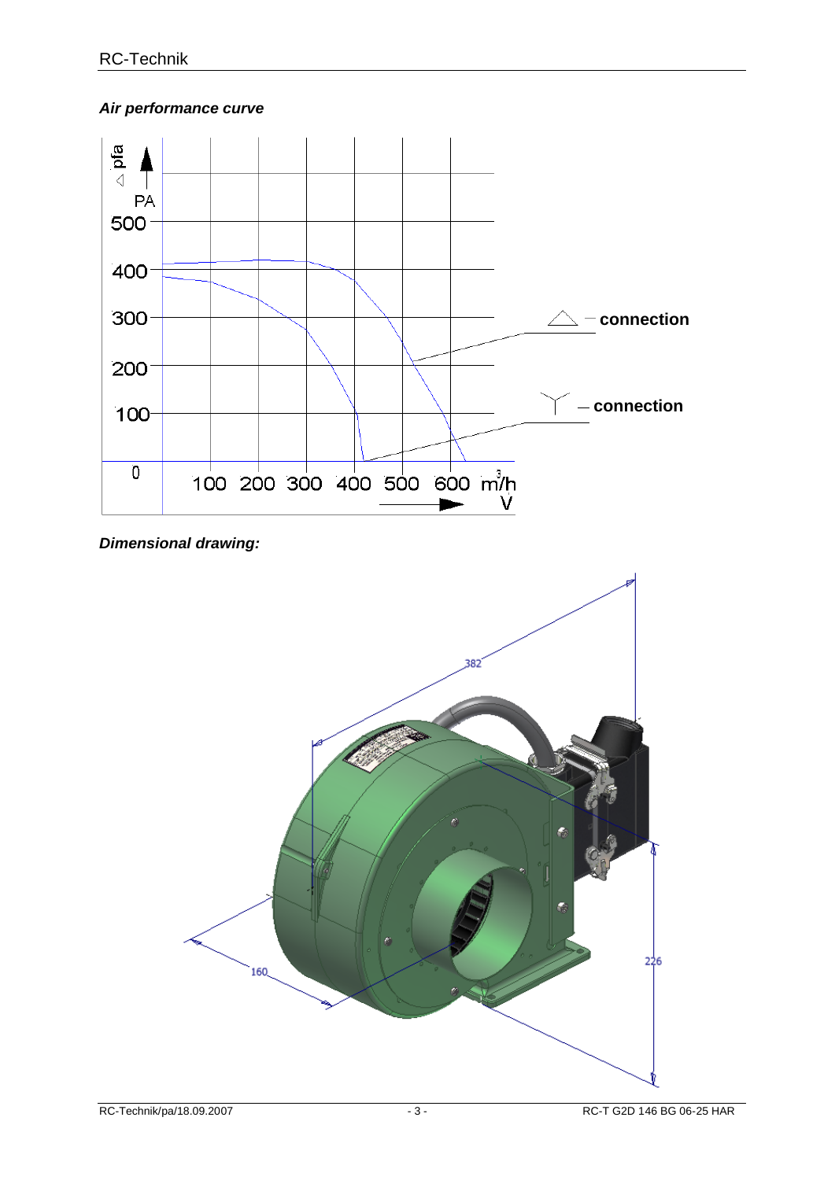***Air performance curve***

Δ pfa

PA

500

400

300

200

100

0

100 200 300 400 500 600 m³/h

V

△ connection

Y connection

***Dimensional drawing:***

382

160

226